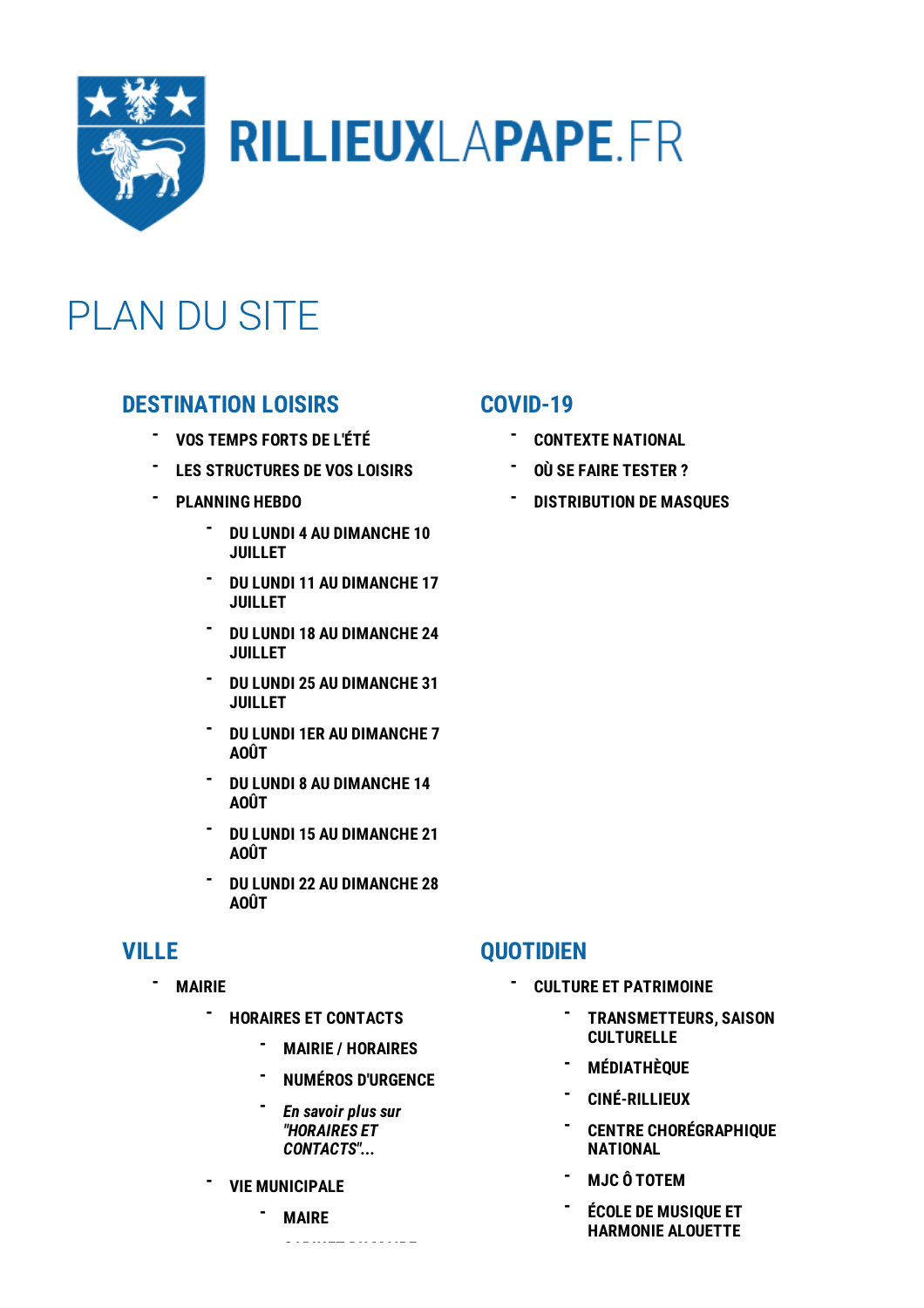RILLIEUXLAPAPE.FR

# PLAN DU SITE

## DESTINATION LOISIRS

- VOS TEMPS FORTS DE L'ÉTÉ
- LES STRUCTURES DE VOS LOISIRS
- PLANNING HEBDO
  - DU LUNDI 4 AU DIMANCHE 10 JUILLET
  - DU LUNDI 11 AU DIMANCHE 17 JUILLET
  - DU LUNDI 18 AU DIMANCHE 24 JUILLET
  - DU LUNDI 25 AU DIMANCHE 31 JUILLET
  - DU LUNDI 1ER AU DIMANCHE 7 AOÛT
  - DU LUNDI 8 AU DIMANCHE 14 AOÛT
  - DU LUNDI 15 AU DIMANCHE 21 AOÛT
  - DU LUNDI 22 AU DIMANCHE 28 AOÛT

## COVID-19

- CONTEXTE NATIONAL
- OÙ SE FAIRE TESTER ?
- DISTRIBUTION DE MASQUES

## VILLE

- MAIRIE
  - HORAIRES ET CONTACTS
    - MAIRIE / HORAIRES
    - NUMÉROS D'URGENCE
    - *En savoir plus sur "HORAIRES ET CONTACTS"...*
  - VIE MUNICIPALE
    - MAIRE

## QUOTIDIEN

- CULTURE ET PATRIMOINE
  - TRANSMETTEURS, SAISON CULTURELLE
  - MÉDIATHÈQUE
  - CINÉ-RILLIEUX
  - CENTRE CHORÉGRAPHIQUE NATIONAL
  - MJC Ô TOTEM
  - ÉCOLE DE MUSIQUE ET HARMONIE ALOUETTE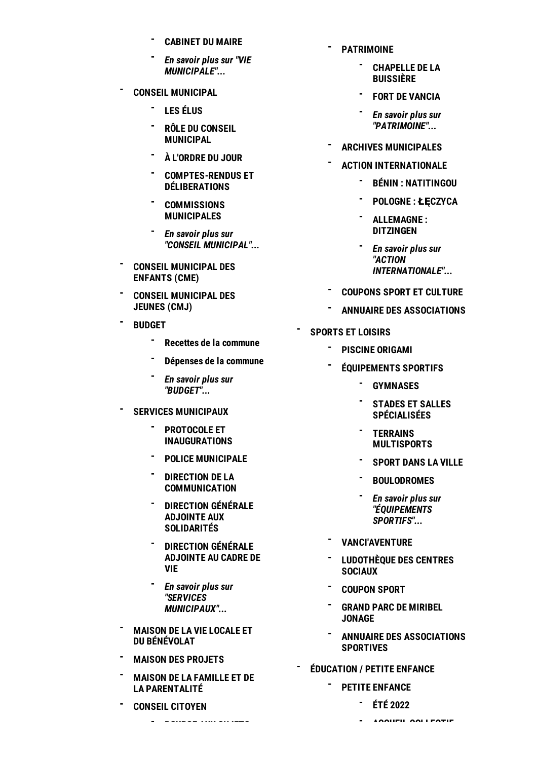- **CABINET DU MAIRE**
- ***En savoir plus sur "VIE MUNICIPALE"...***

- **CONSEIL MUNICIPAL**
  - **LES ÉLUS**
  - **RÔLE DU CONSEIL MUNICIPAL**
  - **À L'ORDRE DU JOUR**
  - **COMPTES-RENDUS ET DÉLIBERATIONS**
  - **COMMISSIONS MUNICIPALES**
  - ***En savoir plus sur "CONSEIL MUNICIPAL"...***
- **CONSEIL MUNICIPAL DES ENFANTS (CME)**
- **CONSEIL MUNICIPAL DES JEUNES (CMJ)**
- **BUDGET**
  - **Recettes de la commune**
  - **Dépenses de la commune**
  - ***En savoir plus sur "BUDGET"...***
- **SERVICES MUNICIPAUX**
  - **PROTOCOLE ET INAUGURATIONS**
  - **POLICE MUNICIPALE**
  - **DIRECTION DE LA COMMUNICATION**
  - **DIRECTION GÉNÉRALE ADJOINTE AUX SOLIDARITÉS**
  - **DIRECTION GÉNÉRALE ADJOINTE AU CADRE DE VIE**
  - ***En savoir plus sur "SERVICES MUNICIPAUX"...***
- **MAISON DE LA VIE LOCALE ET DU BÉNÉVOLAT**
- **MAISON DES PROJETS**
- **MAISON DE LA FAMILLE ET DE LA PARENTALITÉ**
- **CONSEIL CITOYEN**

- **PATRIMOINE**
  - **CHAPELLE DE LA BUISSIÈRE**
  - **FORT DE VANCIA**
  - ***En savoir plus sur "PATRIMOINE"...***
- **ARCHIVES MUNICIPALES**
- **ACTION INTERNATIONALE**
  - **BÉNIN : NATITINGOU**
  - **POLOGNE : ŁĘCZYCA**
  - **ALLEMAGNE : DITZINGEN**
  - ***En savoir plus sur "ACTION INTERNATIONALE"...***
- **COUPONS SPORT ET CULTURE**
- **ANNUAIRE DES ASSOCIATIONS**

- **SPORTS ET LOISIRS**
  - **PISCINE ORIGAMI**
  - **ÉQUIPEMENTS SPORTIFS**
    - **GYMNASES**
    - **STADES ET SALLES SPÉCIALISÉES**
    - **TERRAINS MULTISPORTS**
    - **SPORT DANS LA VILLE**
    - **BOULODROMES**
    - ***En savoir plus sur "ÉQUIPEMENTS SPORTIFS"...***
  - **VANCI'AVENTURE**
  - **LUDOTHÈQUE DES CENTRES SOCIAUX**
  - **COUPON SPORT**
  - **GRAND PARC DE MIRIBEL JONAGE**
  - **ANNUAIRE DES ASSOCIATIONS SPORTIVES**
- **ÉDUCATION / PETITE ENFANCE**
  - **PETITE ENFANCE**
    - **ÉTÉ 2022**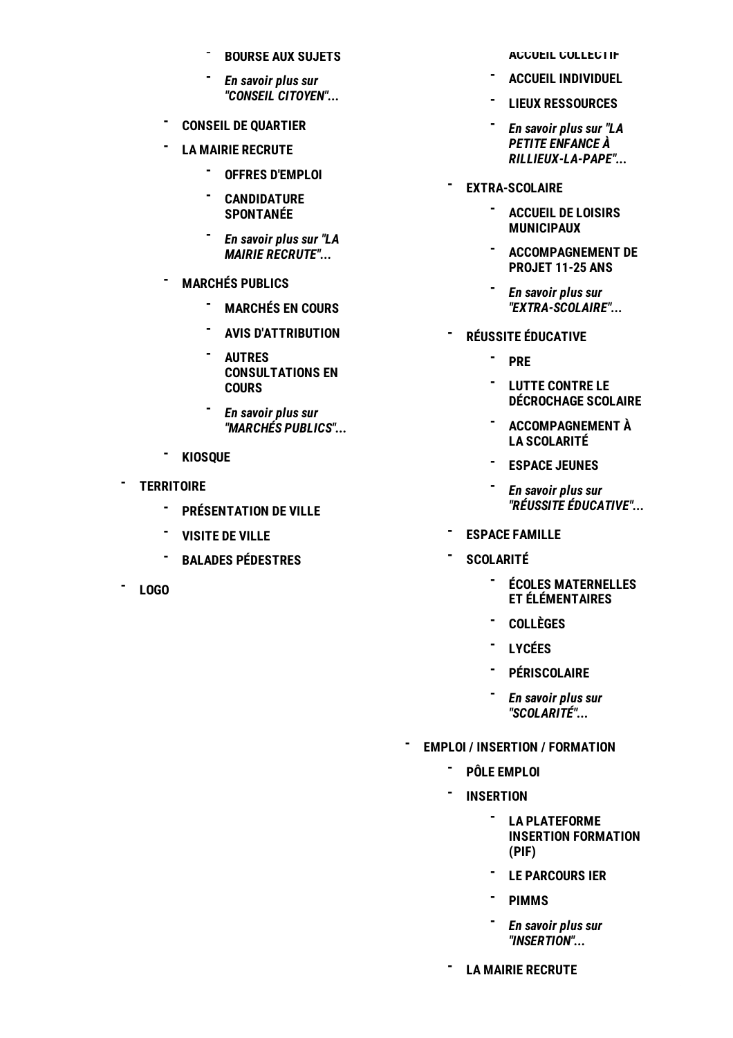- **BOURSE AUX SUJETS**
    - ***En savoir plus sur "CONSEIL CITOYEN"...***
  - **CONSEIL DE QUARTIER**
  - **LA MAIRIE RECRUTE**
    - **OFFRES D'EMPLOI**
    - **CANDIDATURE SPONTANÉE**
    - ***En savoir plus sur "LA MAIRIE RECRUTE"...***
  - **MARCHÉS PUBLICS**
    - **MARCHÉS EN COURS**
    - **AVIS D'ATTRIBUTION**
    - **AUTRES CONSULTATIONS EN COURS**
    - ***En savoir plus sur "MARCHÉS PUBLICS"...***
  - **KIOSQUE**
- **TERRITOIRE**
  - **PRÉSENTATION DE VILLE**
  - **VISITE DE VILLE**
  - **BALADES PÉDESTRES**
- **LOGO**

    - **ACCUEIL COLLECTIF**
    - **ACCUEIL INDIVIDUEL**
    - **LIEUX RESSOURCES**
    - ***En savoir plus sur "LA PETITE ENFANCE À RILLIEUX-LA-PAPE"...***
  - **EXTRA-SCOLAIRE**
    - **ACCUEIL DE LOISIRS MUNICIPAUX**
    - **ACCOMPAGNEMENT DE PROJET 11-25 ANS**
    - ***En savoir plus sur "EXTRA-SCOLAIRE"...***
  - **RÉUSSITE ÉDUCATIVE**
    - **PRE**
    - **LUTTE CONTRE LE DÉCROCHAGE SCOLAIRE**
    - **ACCOMPAGNEMENT À LA SCOLARITÉ**
    - **ESPACE JEUNES**
    - ***En savoir plus sur "RÉUSSITE ÉDUCATIVE"...***
  - **ESPACE FAMILLE**
  - **SCOLARITÉ**
    - **ÉCOLES MATERNELLES ET ÉLÉMENTAIRES**
    - **COLLÈGES**
    - **LYCÉES**
    - **PÉRISCOLAIRE**
    - ***En savoir plus sur "SCOLARITÉ"...***
- **EMPLOI / INSERTION / FORMATION**
  - **PÔLE EMPLOI**
  - **INSERTION**
    - **LA PLATEFORME INSERTION FORMATION (PIF)**
    - **LE PARCOURS IER**
    - **PIMMS**
    - ***En savoir plus sur "INSERTION"...***
  - **LA MAIRIE RECRUTE**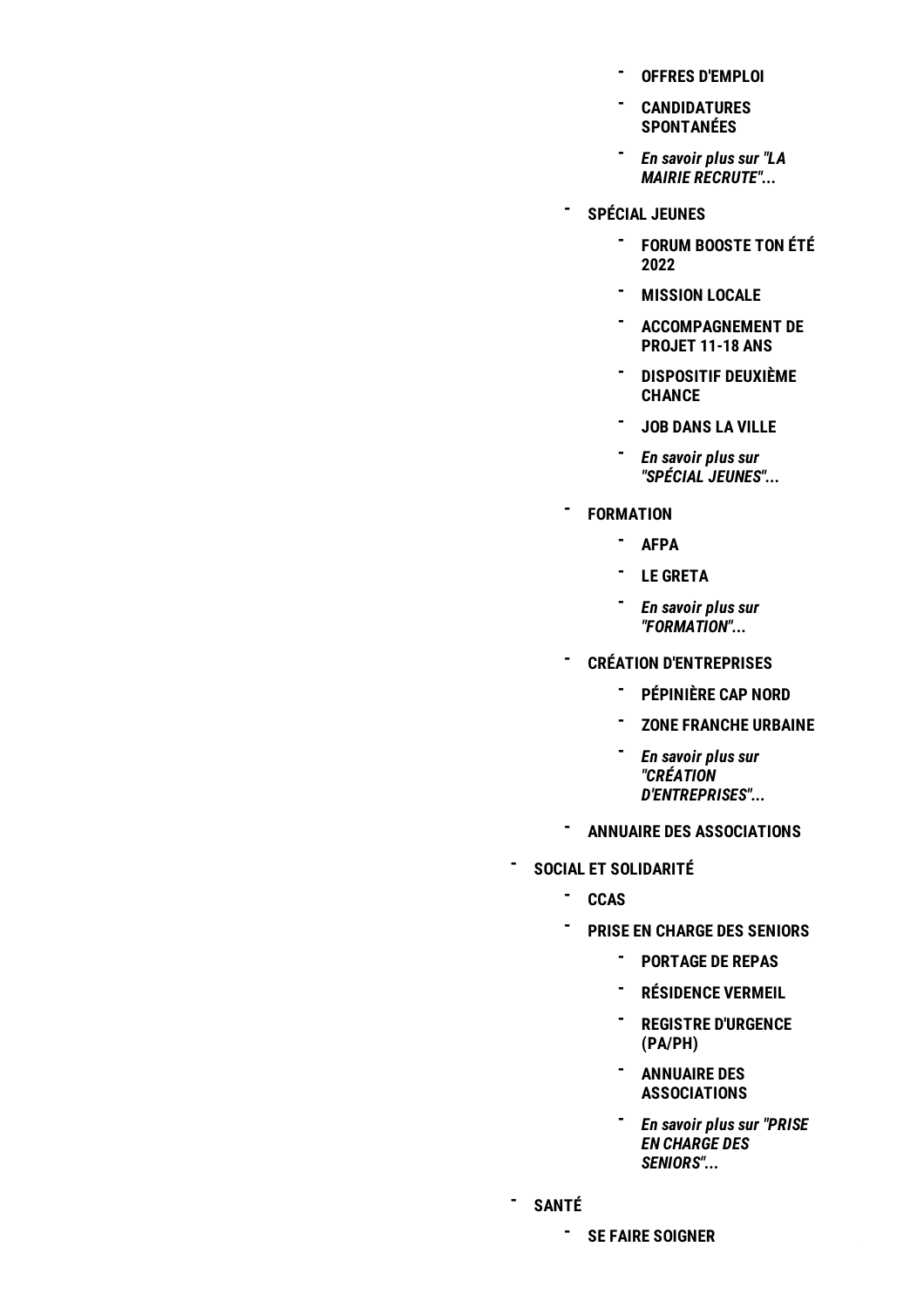- **OFFRES D'EMPLOI**
        - **CANDIDATURES SPONTANÉES**
        - ***En savoir plus sur "LA MAIRIE RECRUTE"...***
    - **SPÉCIAL JEUNES**
        - **FORUM BOOSTE TON ÉTÉ 2022**
        - **MISSION LOCALE**
        - **ACCOMPAGNEMENT DE PROJET 11-18 ANS**
        - **DISPOSITIF DEUXIÈME CHANCE**
        - **JOB DANS LA VILLE**
        - ***En savoir plus sur "SPÉCIAL JEUNES"...***
    - **FORMATION**
        - **AFPA**
        - **LE GRETA**
        - ***En savoir plus sur "FORMATION"...***
    - **CRÉATION D'ENTREPRISES**
        - **PÉPINIÈRE CAP NORD**
        - **ZONE FRANCHE URBAINE**
        - ***En savoir plus sur "CRÉATION D'ENTREPRISES"...***
    - **ANNUAIRE DES ASSOCIATIONS**
- **SOCIAL ET SOLIDARITÉ**
    - **CCAS**
    - **PRISE EN CHARGE DES SENIORS**
        - **PORTAGE DE REPAS**
        - **RÉSIDENCE VERMEIL**
        - **REGISTRE D'URGENCE (PA/PH)**
        - **ANNUAIRE DES ASSOCIATIONS**
        - ***En savoir plus sur "PRISE EN CHARGE DES SENIORS"...***
- **SANTÉ**
    - **SE FAIRE SOIGNER**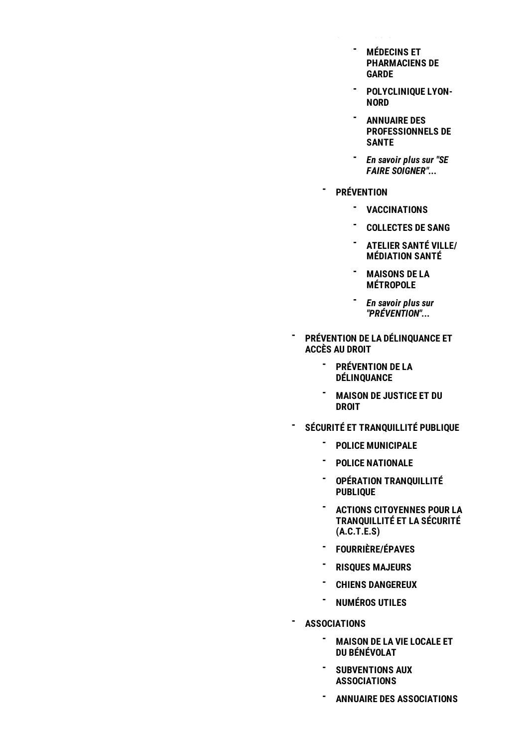- MÉDECINS ET PHARMACIENS DE GARDE
    - POLYCLINIQUE LYON-NORD
    - ANNUAIRE DES PROFESSIONNELS DE SANTE
    - *En savoir plus sur "SE FAIRE SOIGNER"...*
  - PRÉVENTION
    - VACCINATIONS
    - COLLECTES DE SANG
    - ATELIER SANTÉ VILLE/ MÉDIATION SANTÉ
    - MAISONS DE LA MÉTROPOLE
    - *En savoir plus sur "PRÉVENTION"...*
- PRÉVENTION DE LA DÉLINQUANCE ET ACCÈS AU DROIT
  - PRÉVENTION DE LA DÉLINQUANCE
  - MAISON DE JUSTICE ET DU DROIT
- SÉCURITÉ ET TRANQUILLITÉ PUBLIQUE
  - POLICE MUNICIPALE
  - POLICE NATIONALE
  - OPÉRATION TRANQUILLITÉ PUBLIQUE
  - ACTIONS CITOYENNES POUR LA TRANQUILLITÉ ET LA SÉCURITÉ (A.C.T.E.S)
  - FOURRIÈRE/ÉPAVES
  - RISQUES MAJEURS
  - CHIENS DANGEREUX
  - NUMÉROS UTILES
- ASSOCIATIONS
  - MAISON DE LA VIE LOCALE ET DU BÉNÉVOLAT
  - SUBVENTIONS AUX ASSOCIATIONS
  - ANNUAIRE DES ASSOCIATIONS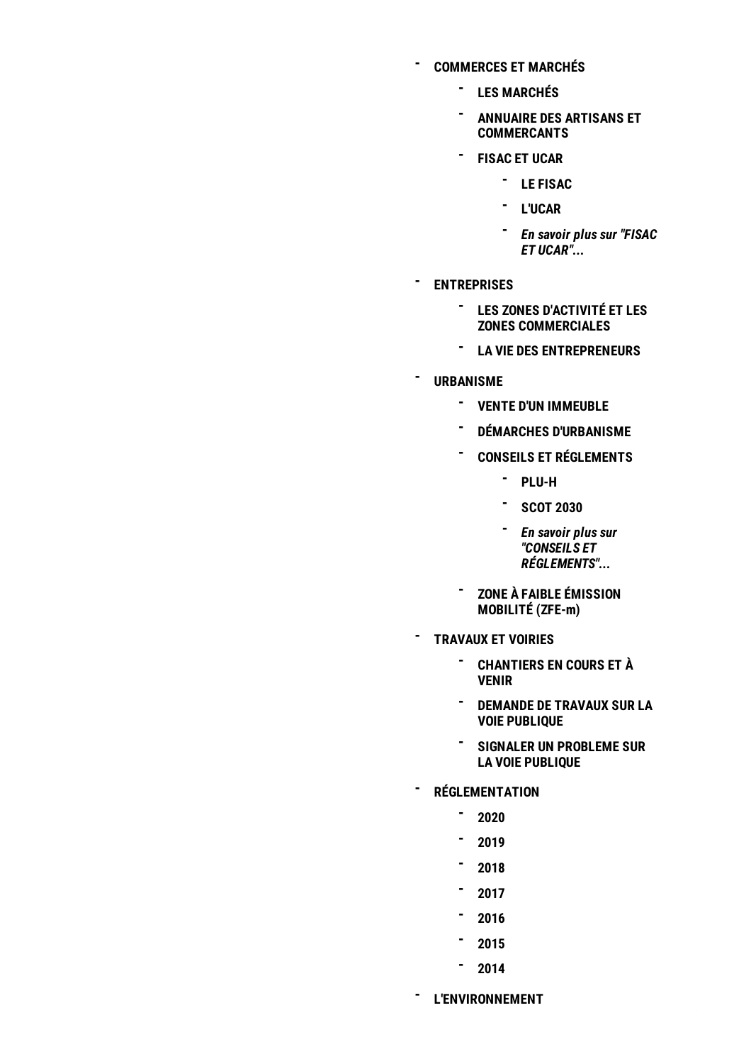- **COMMERCES ET MARCHÉS**
  - **LES MARCHÉS**
  - **ANNUAIRE DES ARTISANS ET COMMERCANTS**
  - **FISAC ET UCAR**
    - **LE FISAC**
    - **L'UCAR**
    - ***En savoir plus sur "FISAC ET UCAR"...***
- **ENTREPRISES**
  - **LES ZONES D'ACTIVITÉ ET LES ZONES COMMERCIALES**
  - **LA VIE DES ENTREPRENEURS**
- **URBANISME**
  - **VENTE D'UN IMMEUBLE**
  - **DÉMARCHES D'URBANISME**
  - **CONSEILS ET RÉGLEMENTS**
    - **PLU-H**
    - **SCOT 2030**
    - ***En savoir plus sur "CONSEILS ET RÉGLEMENTS"...***
  - **ZONE À FAIBLE ÉMISSION MOBILITÉ (ZFE-m)**
- **TRAVAUX ET VOIRIES**
  - **CHANTIERS EN COURS ET À VENIR**
  - **DEMANDE DE TRAVAUX SUR LA VOIE PUBLIQUE**
  - **SIGNALER UN PROBLEME SUR LA VOIE PUBLIQUE**
- **RÉGLEMENTATION**
  - **2020**
  - **2019**
  - **2018**
  - **2017**
  - **2016**
  - **2015**
  - **2014**
- **L'ENVIRONNEMENT**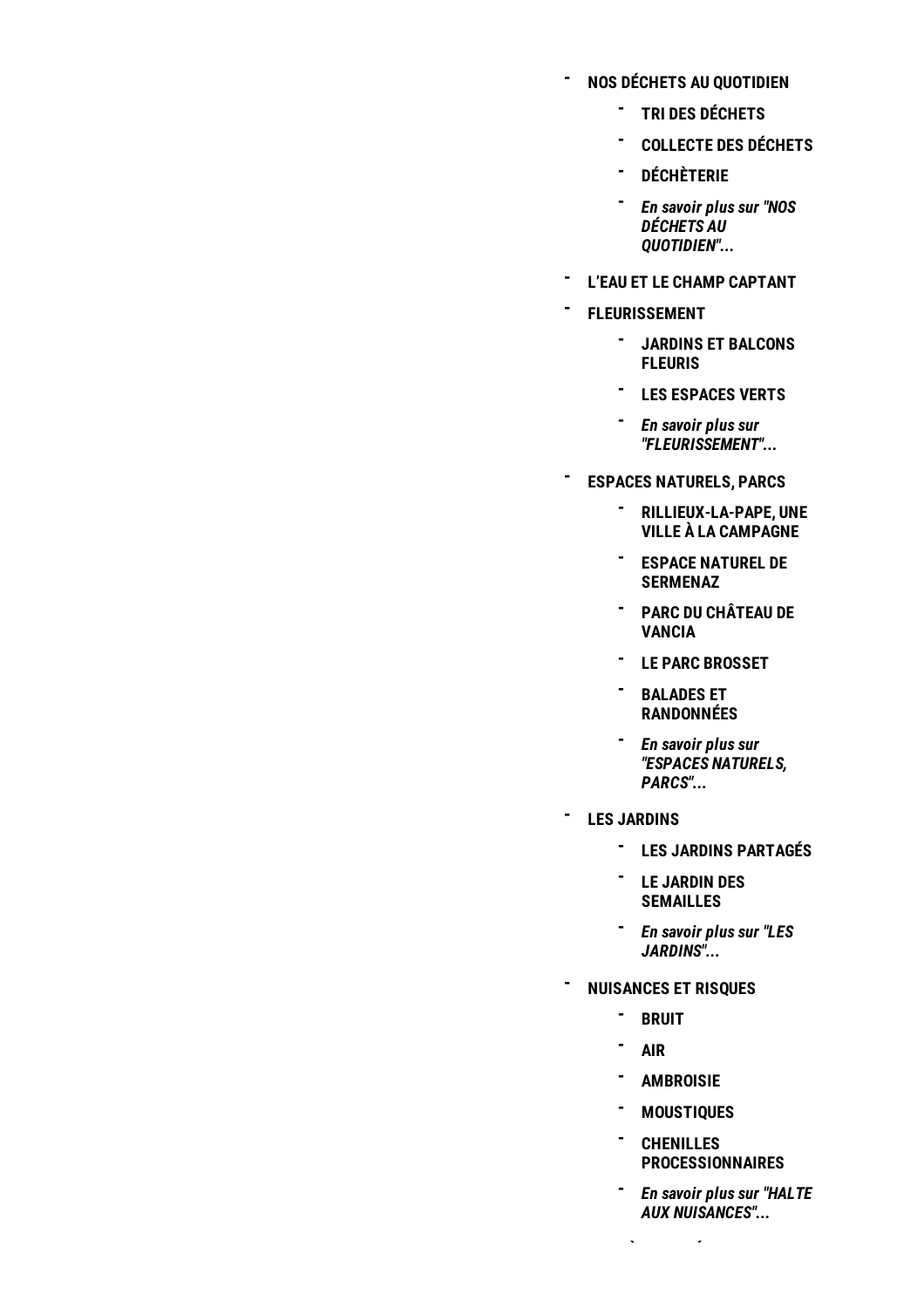- **NOS DÉCHETS AU QUOTIDIEN**
    - **TRI DES DÉCHETS**
    - **COLLECTE DES DÉCHETS**
    - **DÉCHÈTERIE**
    - ***En savoir plus sur "NOS DÉCHETS AU QUOTIDIEN"...***
- **L'EAU ET LE CHAMP CAPTANT**
- **FLEURISSEMENT**
    - **JARDINS ET BALCONS FLEURIS**
    - **LES ESPACES VERTS**
    - ***En savoir plus sur "FLEURISSEMENT"...***
- **ESPACES NATURELS, PARCS**
    - **RILLIEUX-LA-PAPE, UNE VILLE À LA CAMPAGNE**
    - **ESPACE NATUREL DE SERMENAZ**
    - **PARC DU CHÂTEAU DE VANCIA**
    - **LE PARC BROSSET**
    - **BALADES ET RANDONNÉES**
    - ***En savoir plus sur "ESPACES NATURELS, PARCS"...***
- **LES JARDINS**
    - **LES JARDINS PARTAGÉS**
    - **LE JARDIN DES SEMAILLES**
    - ***En savoir plus sur "LES JARDINS"...***
- **NUISANCES ET RISQUES**
    - **BRUIT**
    - **AIR**
    - **AMBROISIE**
    - **MOUSTIQUES**
    - **CHENILLES PROCESSIONNAIRES**
    - ***En savoir plus sur "HALTE AUX NUISANCES"...***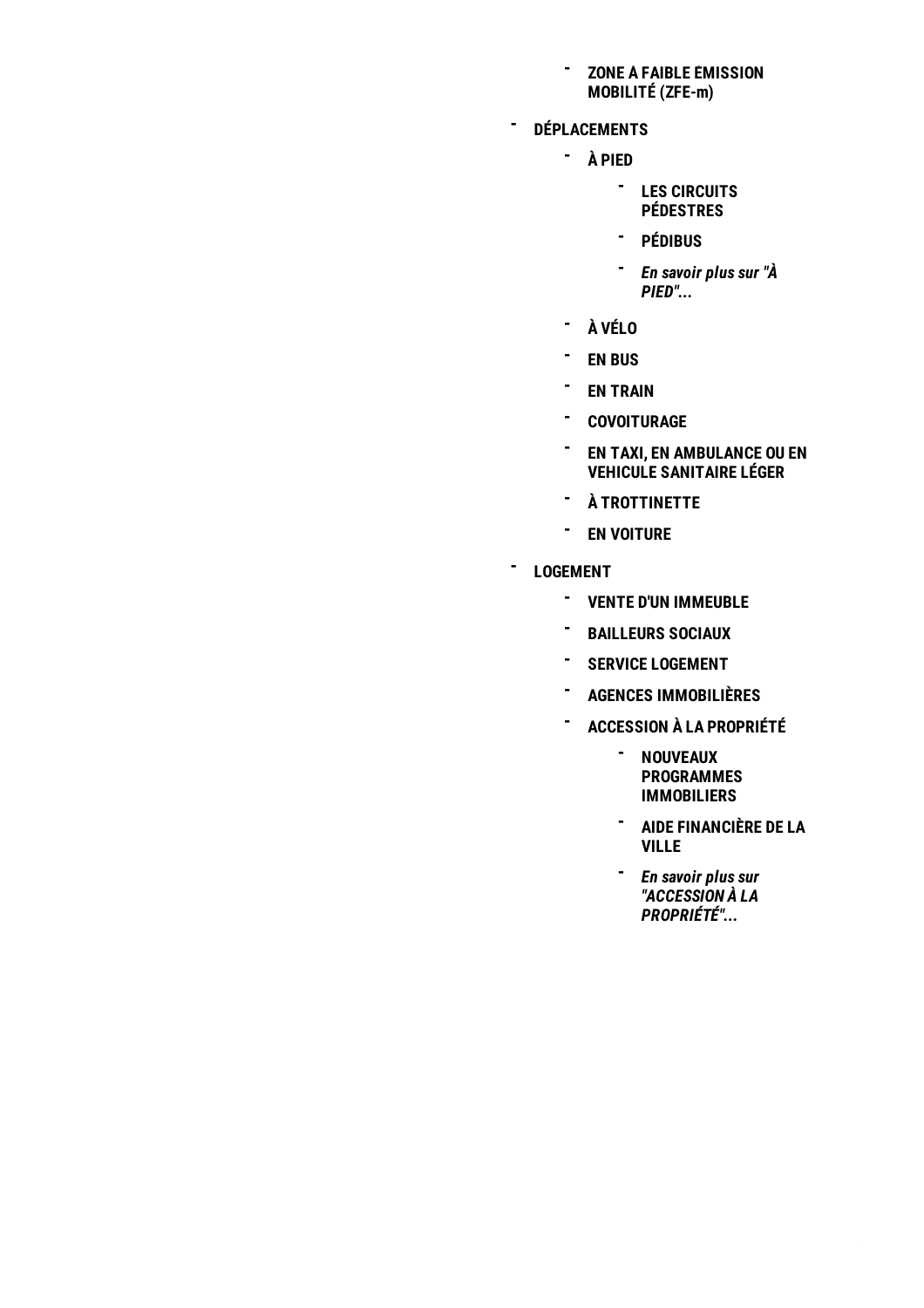- **ZONE A FAIBLE EMISSION MOBILITÉ (ZFE-m)**
- **DÉPLACEMENTS**
    - **À PIED**
        - **LES CIRCUITS PÉDESTRES**
        - **PÉDIBUS**
        - ***En savoir plus sur "À PIED"...***
    - **À VÉLO**
    - **EN BUS**
    - **EN TRAIN**
    - **COVOITURAGE**
    - **EN TAXI, EN AMBULANCE OU EN VEHICULE SANITAIRE LÉGER**
    - **À TROTTINETTE**
    - **EN VOITURE**
- **LOGEMENT**
    - **VENTE D'UN IMMEUBLE**
    - **BAILLEURS SOCIAUX**
    - **SERVICE LOGEMENT**
    - **AGENCES IMMOBILIÈRES**
    - **ACCESSION À LA PROPRIÉTÉ**
        - **NOUVEAUX PROGRAMMES IMMOBILIERS**
        - **AIDE FINANCIÈRE DE LA VILLE**
        - ***En savoir plus sur "ACCESSION À LA PROPRIÉTÉ"...***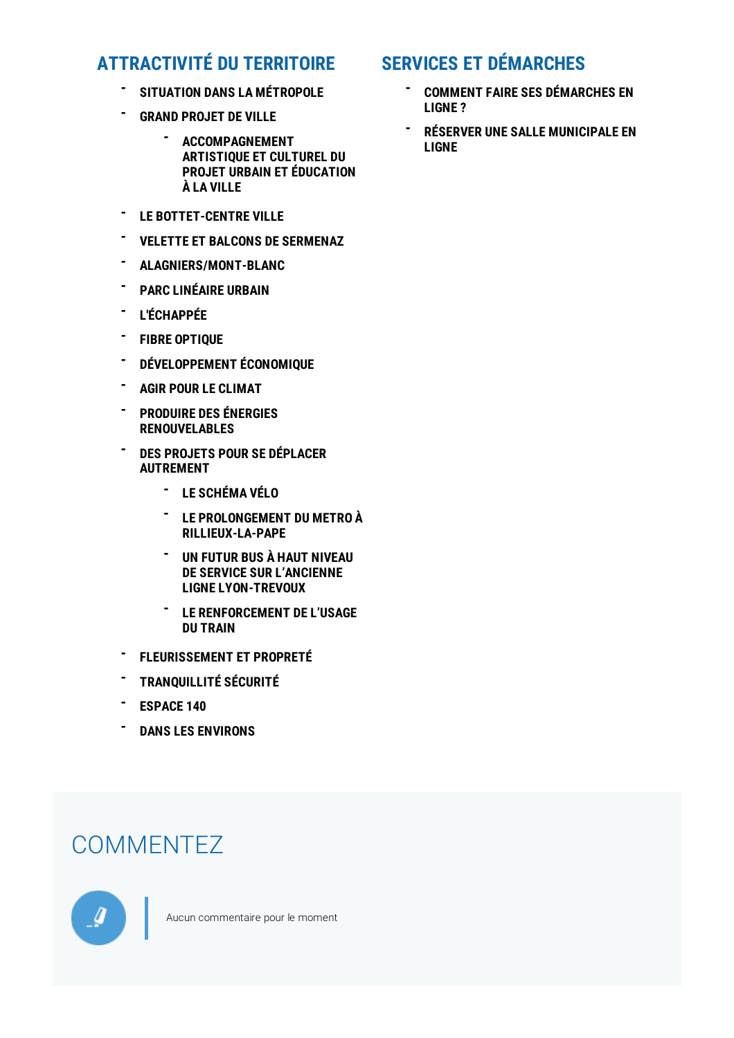## ATTRACTIVITÉ DU TERRITOIRE

- SITUATION DANS LA MÉTROPOLE
- GRAND PROJET DE VILLE
  - ACCOMPAGNEMENT ARTISTIQUE ET CULTUREL DU PROJET URBAIN ET ÉDUCATION À LA VILLE
- LE BOTTET-CENTRE VILLE
- VELETTE ET BALCONS DE SERMENAZ
- ALAGNIERS/MONT-BLANC
- PARC LINÉAIRE URBAIN
- L'ÉCHAPPÉE
- FIBRE OPTIQUE
- DÉVELOPPEMENT ÉCONOMIQUE
- AGIR POUR LE CLIMAT
- PRODUIRE DES ÉNERGIES RENOUVELABLES
- DES PROJETS POUR SE DÉPLACER AUTREMENT
  - LE SCHÉMA VÉLO
  - LE PROLONGEMENT DU METRO À RILLIEUX-LA-PAPE
  - UN FUTUR BUS À HAUT NIVEAU DE SERVICE SUR L'ANCIENNE LIGNE LYON-TREVOUX
  - LE RENFORCEMENT DE L'USAGE DU TRAIN
- FLEURISSEMENT ET PROPRETÉ
- TRANQUILLITÉ SÉCURITÉ
- ESPACE 140
- DANS LES ENVIRONS

## SERVICES ET DÉMARCHES

- COMMENT FAIRE SES DÉMARCHES EN LIGNE ?
- RÉSERVER UNE SALLE MUNICIPALE EN LIGNE

# COMMENTEZ

Aucun commentaire pour le moment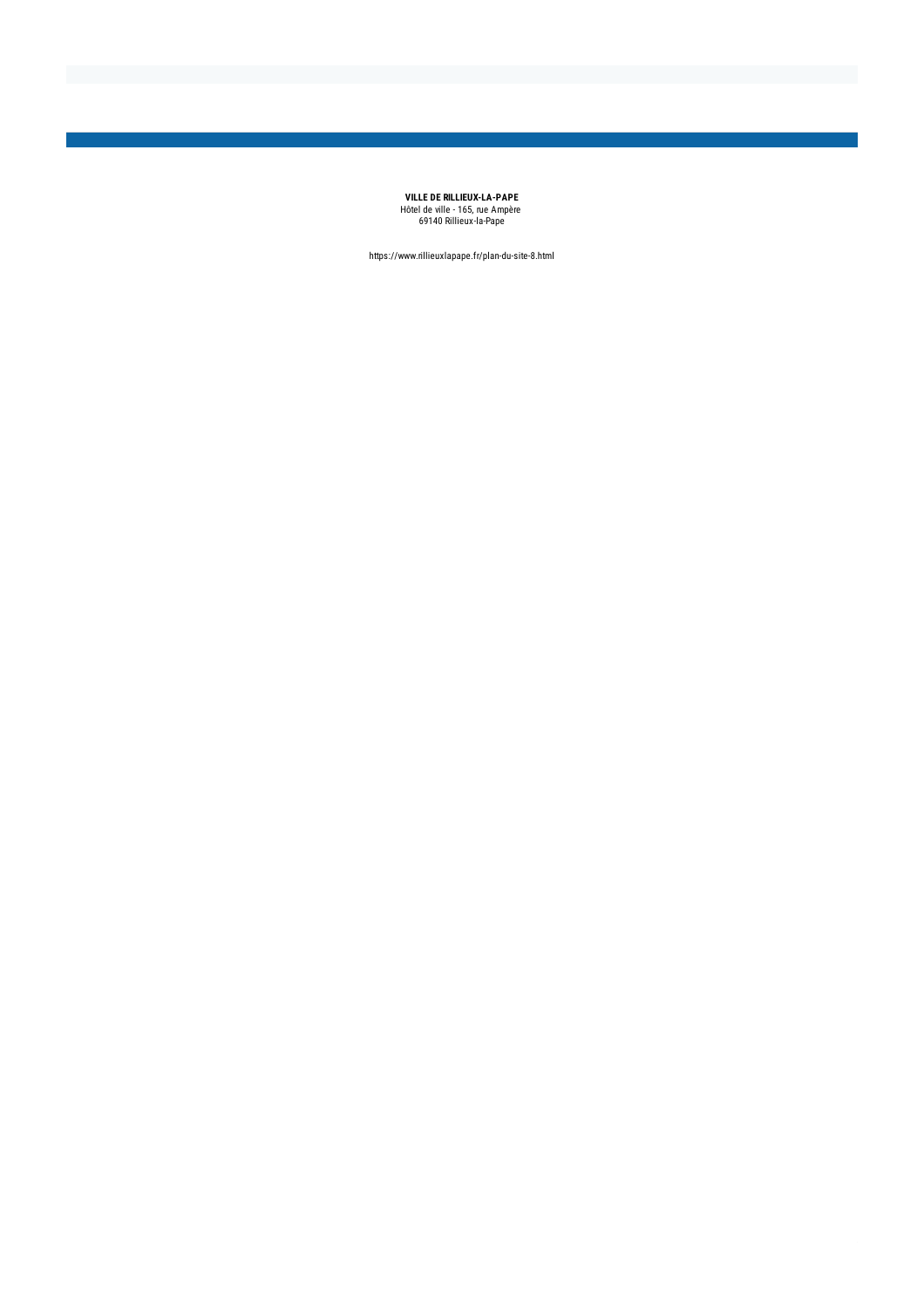**VILLE DE RILLIEUX-LA-PAPE**
Hôtel de ville - 165, rue Ampère
69140 Rillieux-la-Pape

https://www.rillieuxlapape.fr/plan-du-site-8.html